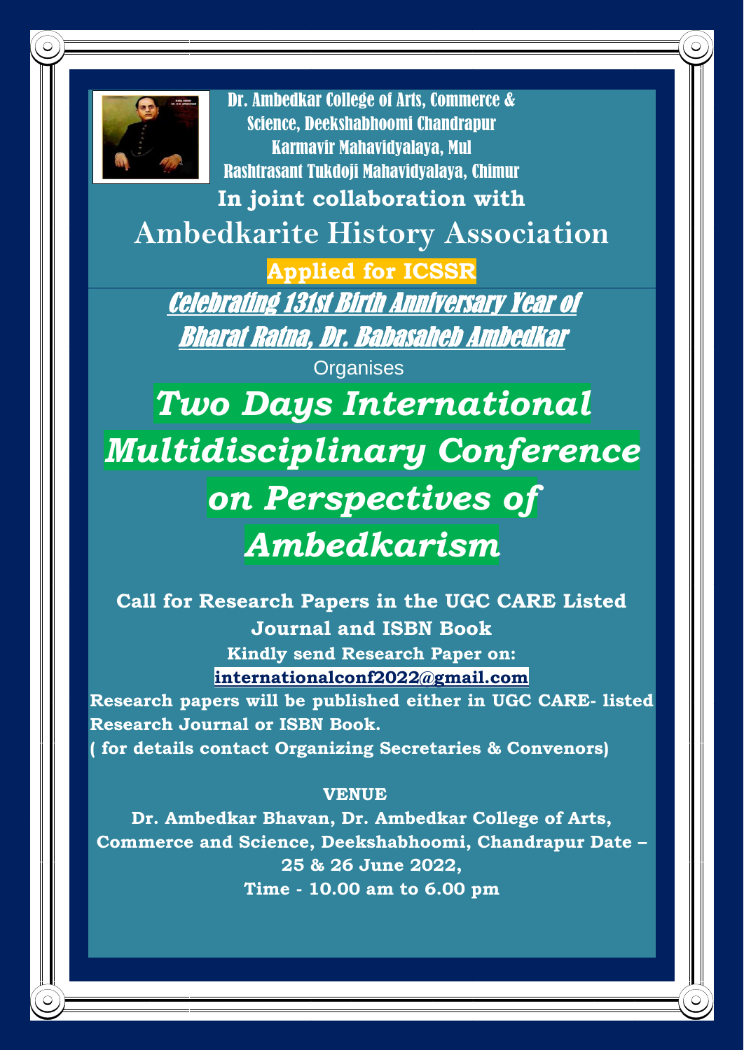Dr. Ambedkar College of Arts, Commerce & Science, Deekshabhoomi Chandrapur
Karmavir Mahavidyalaya, Mul
Rashtrasant Tukdoji Mahavidyalaya, Chimur

**In joint collaboration with**

## Ambedkarite History Association

**Applied for ICSSR**

***Celebrating 131st Birth Anniversary Year of Bharat Ratna, Dr. Babasaheb Ambedkar***

Organises

# *Two Days International Multidisciplinary Conference on Perspectives of Ambedkarism*

**Call for Research Papers in the UGC CARE Listed Journal and ISBN Book**

**Kindly send Research Paper on:**

**internationalconf2022@gmail.com**

**Research papers will be published either in UGC CARE- listed Research Journal or ISBN Book.**

**( for details contact Organizing Secretaries & Convenors)**

**VENUE**

**Dr. Ambedkar Bhavan, Dr. Ambedkar College of Arts, Commerce and Science, Deekshabhoomi, Chandrapur Date – 25 & 26 June 2022,**

**Time - 10.00 am to 6.00 pm**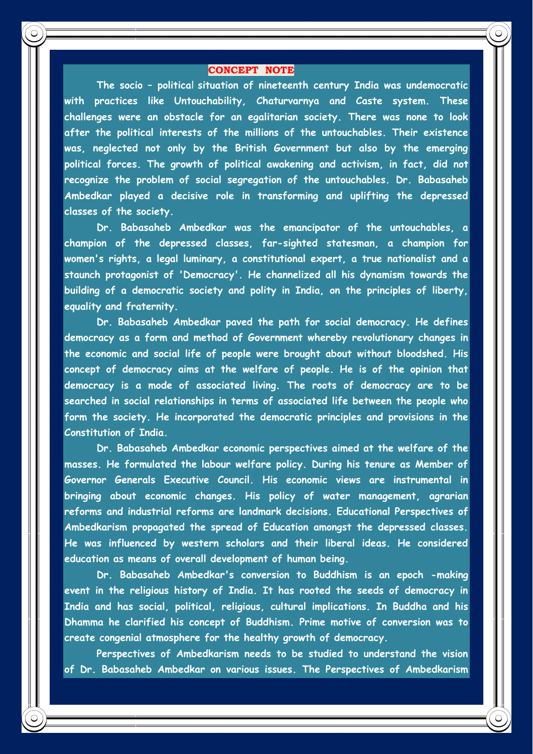## CONCEPT NOTE

The socio – political situation of nineteenth century India was undemocratic with practices like Untouchability, Chaturvarnya and Caste system. These challenges were an obstacle for an egalitarian society. There was none to look after the political interests of the millions of the untouchables. Their existence was, neglected not only by the British Government but also by the emerging political forces. The growth of political awakening and activism, in fact, did not recognize the problem of social segregation of the untouchables. Dr. Babasaheb Ambedkar played a decisive role in transforming and uplifting the depressed classes of the society.

Dr. Babasaheb Ambedkar was the emancipator of the untouchables, a champion of the depressed classes, far-sighted statesman, a champion for women's rights, a legal luminary, a constitutional expert, a true nationalist and a staunch protagonist of 'Democracy'. He channelized all his dynamism towards the building of a democratic society and polity in India, on the principles of liberty, equality and fraternity.

Dr. Babasaheb Ambedkar paved the path for social democracy. He defines democracy as a form and method of Government whereby revolutionary changes in the economic and social life of people were brought about without bloodshed. His concept of democracy aims at the welfare of people. He is of the opinion that democracy is a mode of associated living. The roots of democracy are to be searched in social relationships in terms of associated life between the people who form the society. He incorporated the democratic principles and provisions in the Constitution of India.

Dr. Babasaheb Ambedkar economic perspectives aimed at the welfare of the masses. He formulated the labour welfare policy. During his tenure as Member of Governor Generals Executive Council. His economic views are instrumental in bringing about economic changes. His policy of water management, agrarian reforms and industrial reforms are landmark decisions. Educational Perspectives of Ambedkarism propagated the spread of Education amongst the depressed classes. He was influenced by western scholars and their liberal ideas. He considered education as means of overall development of human being.

Dr. Babasaheb Ambedkar's conversion to Buddhism is an epoch -making event in the religious history of India. It has rooted the seeds of democracy in India and has social, political, religious, cultural implications. In Buddha and his Dhamma he clarified his concept of Buddhism. Prime motive of conversion was to create congenial atmosphere for the healthy growth of democracy.

Perspectives of Ambedkarism needs to be studied to understand the vision of Dr. Babasaheb Ambedkar on various issues. The Perspectives of Ambedkarism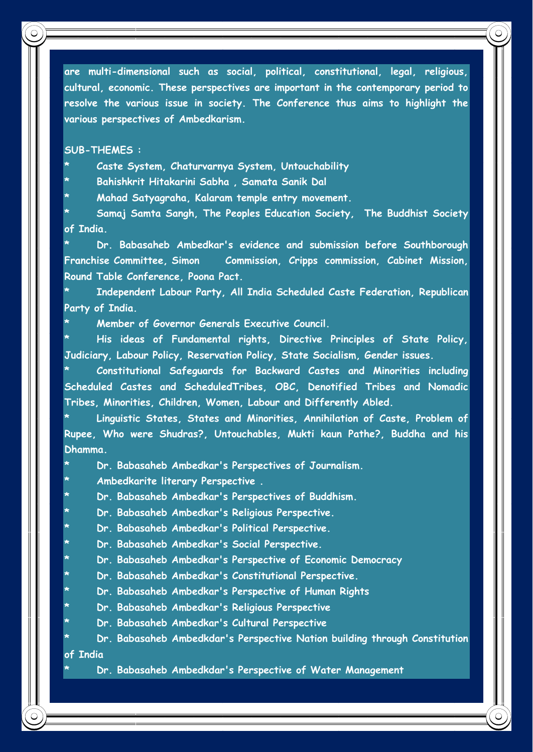are multi-dimensional such as social, political, constitutional, legal, religious, cultural, economic. These perspectives are important in the contemporary period to resolve the various issue in society. The Conference thus aims to highlight the various perspectives of Ambedkarism.

**SUB-THEMES :**

* Caste System, Chaturvarnya System, Untouchability
* Bahishkrit Hitakarini Sabha , Samata Sanik Dal
* Mahad Satyagraha, Kalaram temple entry movement.
* Samaj Samta Sangh, The Peoples Education Society, The Buddhist Society of India.
* Dr. Babasaheb Ambedkar's evidence and submission before Southborough Franchise Committee, Simon Commission, Cripps commission, Cabinet Mission, Round Table Conference, Poona Pact.
* Independent Labour Party, All India Scheduled Caste Federation, Republican Party of India.
* Member of Governor Generals Executive Council.
* His ideas of Fundamental rights, Directive Principles of State Policy, Judiciary, Labour Policy, Reservation Policy, State Socialism, Gender issues.
* Constitutional Safeguards for Backward Castes and Minorities including Scheduled Castes and ScheduledTribes, OBC, Denotified Tribes and Nomadic Tribes, Minorities, Children, Women, Labour and Differently Abled.
* Linguistic States, States and Minorities, Annihilation of Caste, Problem of Rupee, Who were Shudras?, Untouchables, Mukti kaun Pathe?, Buddha and his Dhamma.
* Dr. Babasaheb Ambedkar's Perspectives of Journalism.
* Ambedkarite literary Perspective .
* Dr. Babasaheb Ambedkar's Perspectives of Buddhism.
* Dr. Babasaheb Ambedkar's Religious Perspective.
* Dr. Babasaheb Ambedkar's Political Perspective.
* Dr. Babasaheb Ambedkar's Social Perspective.
* Dr. Babasaheb Ambedkar's Perspective of Economic Democracy
* Dr. Babasaheb Ambedkar's Constitutional Perspective.
* Dr. Babasaheb Ambedkar's Perspective of Human Rights
* Dr. Babasaheb Ambedkar's Religious Perspective
* Dr. Babasaheb Ambedkar's Cultural Perspective
* Dr. Babasaheb Ambedkdar's Perspective Nation building through Constitution of India
* Dr. Babasaheb Ambedkdar's Perspective of Water Management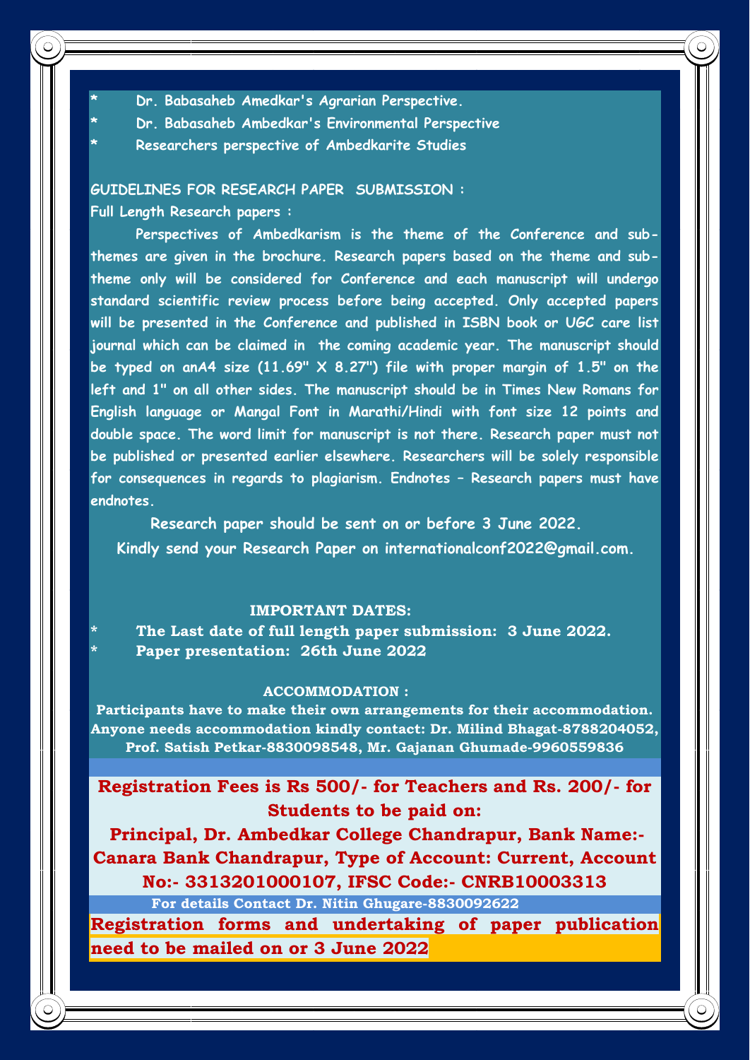* Dr. Babasaheb Amedkar's Agrarian Perspective.
* Dr. Babasaheb Ambedkar's Environmental Perspective
* Researchers perspective of Ambedkarite Studies

**GUIDELINES FOR RESEARCH PAPER SUBMISSION :**

**Full Length Research papers :**

Perspectives of Ambedkarism is the theme of the Conference and sub-themes are given in the brochure. Research papers based on the theme and sub-theme only will be considered for Conference and each manuscript will undergo standard scientific review process before being accepted. Only accepted papers will be presented in the Conference and published in ISBN book or UGC care list journal which can be claimed in the coming academic year. The manuscript should be typed on anA4 size (11.69" X 8.27") file with proper margin of 1.5" on the left and 1" on all other sides. The manuscript should be in Times New Romans for English language or Mangal Font in Marathi/Hindi with font size 12 points and double space. The word limit for manuscript is not there. Research paper must not be published or presented earlier elsewhere. Researchers will be solely responsible for consequences in regards to plagiarism. Endnotes – Research papers must have endnotes.

Research paper should be sent on or before 3 June 2022.
Kindly send your Research Paper on internationalconf2022@gmail.com.

## IMPORTANT DATES:

* The Last date of full length paper submission: 3 June 2022.
* Paper presentation: 26th June 2022

## ACCOMMODATION :

Participants have to make their own arrangements for their accommodation. Anyone needs accommodation kindly contact: Dr. Milind Bhagat-8788204052, Prof. Satish Petkar-8830098548, Mr. Gajanan Ghumade-9960559836

**Registration Fees is Rs 500/- for Teachers and Rs. 200/- for Students to be paid on:**

**Principal, Dr. Ambedkar College Chandrapur, Bank Name:- Canara Bank Chandrapur, Type of Account: Current, Account No:- 3313201000107, IFSC Code:- CNRB10003313**

For details Contact Dr. Nitin Ghugare-8830092622

**Registration forms and undertaking of paper publication need to be mailed on or 3 June 2022**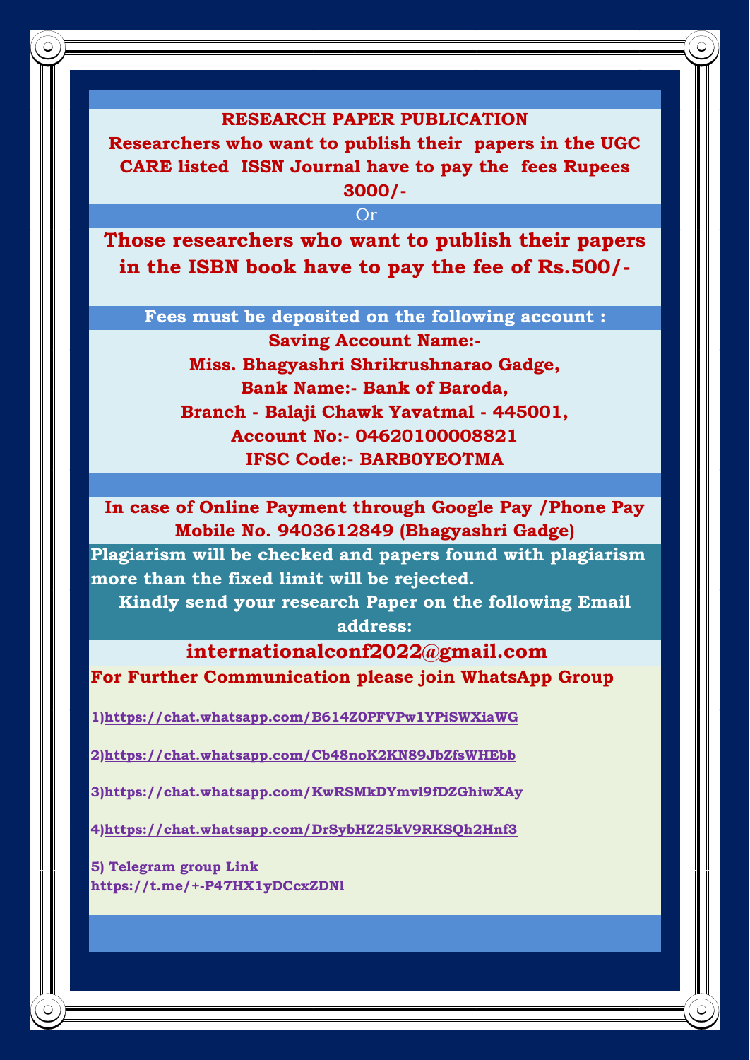**RESEARCH PAPER PUBLICATION**

**Researchers who want to publish their papers in the UGC CARE listed ISSN Journal have to pay the fees Rupees 3000/-**

Or

**Those researchers who want to publish their papers in the ISBN book have to pay the fee of Rs.500/-**

**Fees must be deposited on the following account :**

**Saving Account Name:-**
**Miss. Bhagyashri Shrikrushnarao Gadge,**
**Bank Name:- Bank of Baroda,**
**Branch - Balaji Chawk Yavatmal - 445001,**
**Account No:- 04620100008821**
**IFSC Code:- BARB0YEOTMA**

**In case of Online Payment through Google Pay /Phone Pay Mobile No. 9403612849 (Bhagyashri Gadge)**

**Plagiarism will be checked and papers found with plagiarism more than the fixed limit will be rejected.**

**Kindly send your research Paper on the following Email address:**

**internationalconf2022@gmail.com**

**For Further Communication please join WhatsApp Group**

1) https://chat.whatsapp.com/B614Z0PFVPw1YPiSWXiaWG

2) https://chat.whatsapp.com/Cb48noK2KN89JbZfsWHEbb

3) https://chat.whatsapp.com/KwRSMkDYmvl9fDZGhiwXAy

4) https://chat.whatsapp.com/DrSybHZ25kV9RKSQh2Hnf3

5) Telegram group Link
https://t.me/+-P47HX1yDCcxZDNl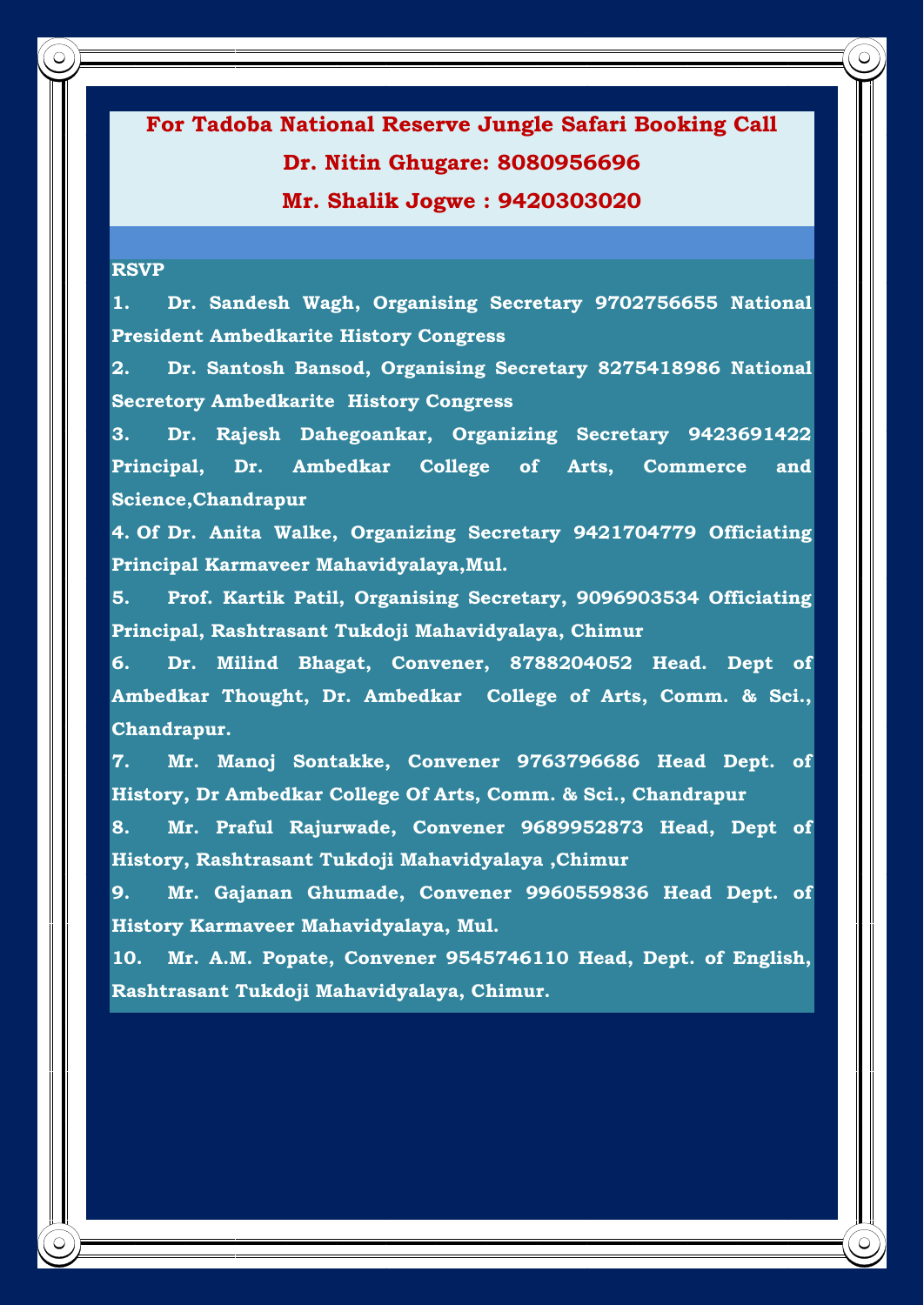**For Tadoba National Reserve Jungle Safari Booking Call**

**Dr. Nitin Ghugare: 8080956696**

**Mr. Shalik Jogwe : 9420303020**

**RSVP**

1. **Dr. Sandesh Wagh, Organising Secretary 9702756655 National President Ambedkarite History Congress**
2. **Dr. Santosh Bansod, Organising Secretary 8275418986 National Secretory Ambedkarite History Congress**
3. **Dr. Rajesh Dahegoankar, Organizing Secretary 9423691422 Principal, Dr. Ambedkar College of Arts, Commerce and Science,Chandrapur**
4. **Of Dr. Anita Walke, Organizing Secretary 9421704779 Officiating Principal Karmaveer Mahavidyalaya,Mul.**
5. **Prof. Kartik Patil, Organising Secretary, 9096903534 Officiating Principal, Rashtrasant Tukdoji Mahavidyalaya, Chimur**
6. **Dr. Milind Bhagat, Convener, 8788204052 Head. Dept of Ambedkar Thought, Dr. Ambedkar College of Arts, Comm. & Sci., Chandrapur.**
7. **Mr. Manoj Sontakke, Convener 9763796686 Head Dept. of History, Dr Ambedkar College Of Arts, Comm. & Sci., Chandrapur**
8. **Mr. Praful Rajurwade, Convener 9689952873 Head, Dept of History, Rashtrasant Tukdoji Mahavidyalaya ,Chimur**
9. **Mr. Gajanan Ghumade, Convener 9960559836 Head Dept. of History Karmaveer Mahavidyalaya, Mul.**
10. **Mr. A.M. Popate, Convener 9545746110 Head, Dept. of English, Rashtrasant Tukdoji Mahavidyalaya, Chimur.**